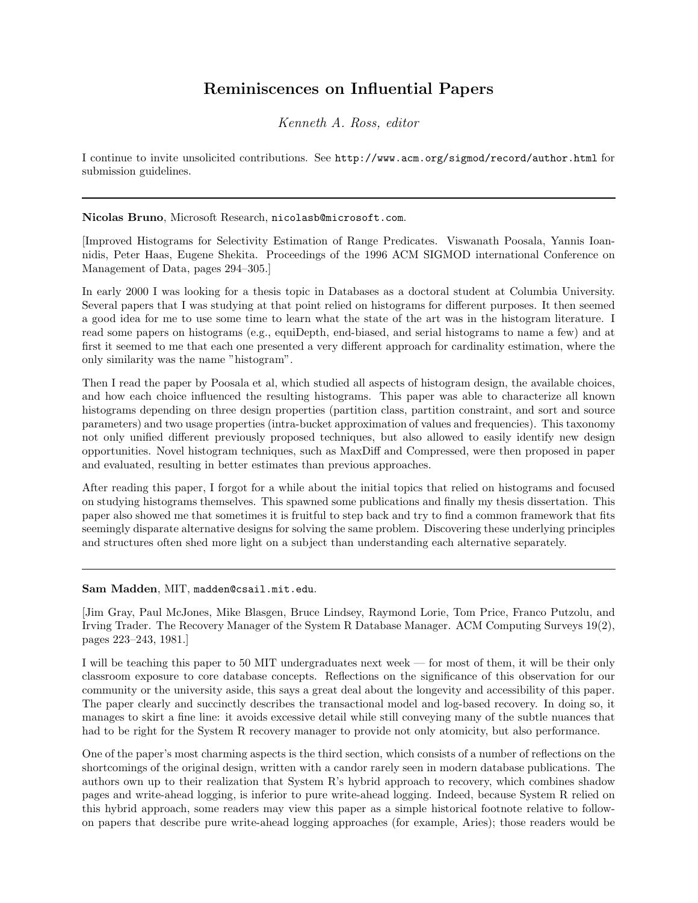# Reminiscences on Influential Papers

*Kenneth A. Ross, editor*

I continue to invite unsolicited contributions. See http://www.acm.org/sigmod/record/author.html for submission guidelines.

---

**Nicolas Bruno**, Microsoft Research, nicolasb@microsoft.com.

[Improved Histograms for Selectivity Estimation of Range Predicates. Viswanath Poosala, Yannis Ioannidis, Peter Haas, Eugene Shekita. Proceedings of the 1996 ACM SIGMOD international Conference on Management of Data, pages 294–305.]

In early 2000 I was looking for a thesis topic in Databases as a doctoral student at Columbia University. Several papers that I was studying at that point relied on histograms for different purposes. It then seemed a good idea for me to use some time to learn what the state of the art was in the histogram literature. I read some papers on histograms (e.g., equiDepth, end-biased, and serial histograms to name a few) and at first it seemed to me that each one presented a very different approach for cardinality estimation, where the only similarity was the name "histogram".

Then I read the paper by Poosala et al, which studied all aspects of histogram design, the available choices, and how each choice influenced the resulting histograms. This paper was able to characterize all known histograms depending on three design properties (partition class, partition constraint, and sort and source parameters) and two usage properties (intra-bucket approximation of values and frequencies). This taxonomy not only unified different previously proposed techniques, but also allowed to easily identify new design opportunities. Novel histogram techniques, such as MaxDiff and Compressed, were then proposed in paper and evaluated, resulting in better estimates than previous approaches.

After reading this paper, I forgot for a while about the initial topics that relied on histograms and focused on studying histograms themselves. This spawned some publications and finally my thesis dissertation. This paper also showed me that sometimes it is fruitful to step back and try to find a common framework that fits seemingly disparate alternative designs for solving the same problem. Discovering these underlying principles and structures often shed more light on a subject than understanding each alternative separately.

---

**Sam Madden**, MIT, madden@csail.mit.edu.

[Jim Gray, Paul McJones, Mike Blasgen, Bruce Lindsey, Raymond Lorie, Tom Price, Franco Putzolu, and Irving Trader. The Recovery Manager of the System R Database Manager. ACM Computing Surveys 19(2), pages 223–243, 1981.]

I will be teaching this paper to 50 MIT undergraduates next week — for most of them, it will be their only classroom exposure to core database concepts. Reflections on the significance of this observation for our community or the university aside, this says a great deal about the longevity and accessibility of this paper. The paper clearly and succinctly describes the transactional model and log-based recovery. In doing so, it manages to skirt a fine line: it avoids excessive detail while still conveying many of the subtle nuances that had to be right for the System R recovery manager to provide not only atomicity, but also performance.

One of the paper's most charming aspects is the third section, which consists of a number of reflections on the shortcomings of the original design, written with a candor rarely seen in modern database publications. The authors own up to their realization that System R's hybrid approach to recovery, which combines shadow pages and write-ahead logging, is inferior to pure write-ahead logging. Indeed, because System R relied on this hybrid approach, some readers may view this paper as a simple historical footnote relative to follow-on papers that describe pure write-ahead logging approaches (for example, Aries); those readers would be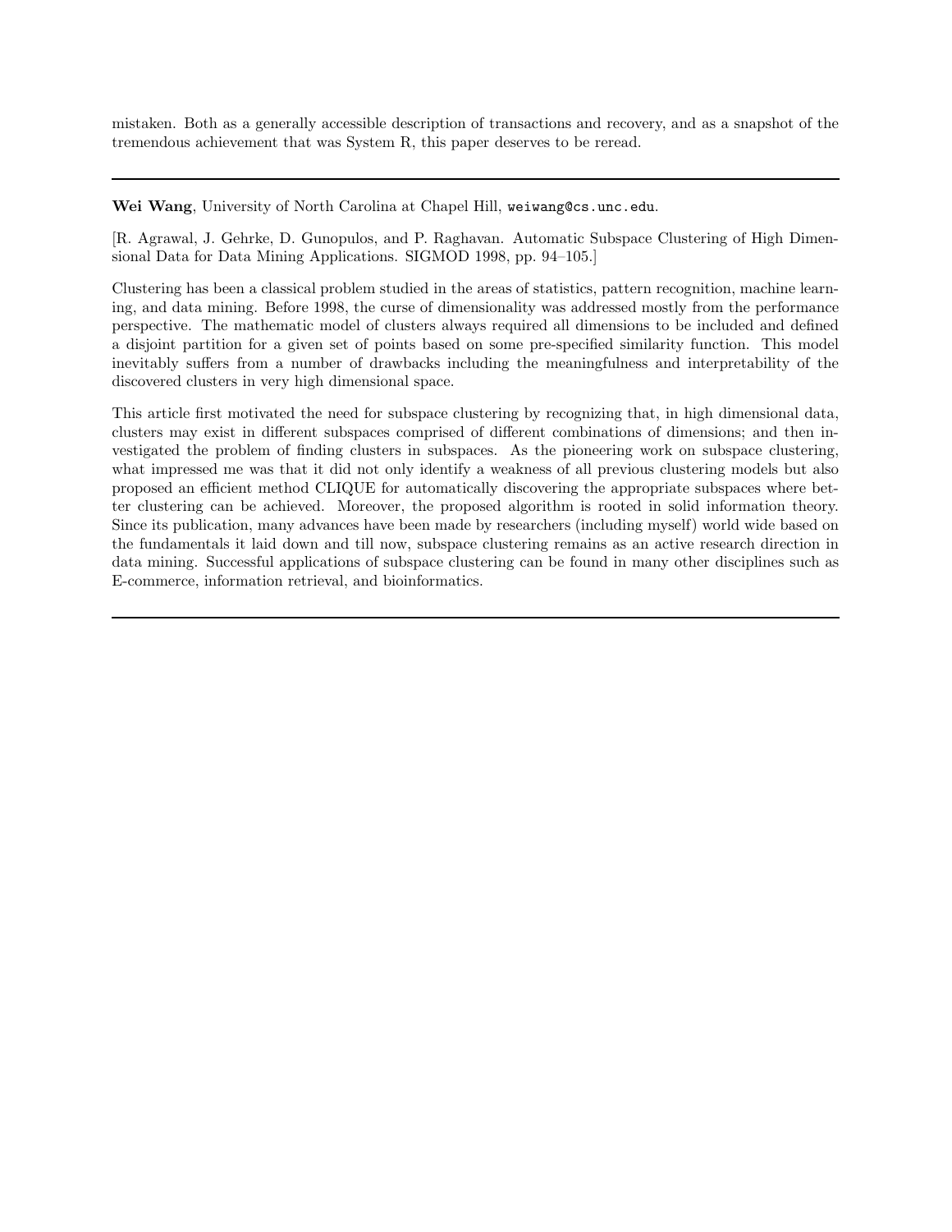mistaken. Both as a generally accessible description of transactions and recovery, and as a snapshot of the tremendous achievement that was System R, this paper deserves to be reread.

---

**Wei Wang**, University of North Carolina at Chapel Hill, `weiwang@cs.unc.edu`.

[R. Agrawal, J. Gehrke, D. Gunopulos, and P. Raghavan. Automatic Subspace Clustering of High Dimensional Data for Data Mining Applications. SIGMOD 1998, pp. 94–105.]

Clustering has been a classical problem studied in the areas of statistics, pattern recognition, machine learning, and data mining. Before 1998, the curse of dimensionality was addressed mostly from the performance perspective. The mathematic model of clusters always required all dimensions to be included and defined a disjoint partition for a given set of points based on some pre-specified similarity function. This model inevitably suffers from a number of drawbacks including the meaningfulness and interpretability of the discovered clusters in very high dimensional space.

This article first motivated the need for subspace clustering by recognizing that, in high dimensional data, clusters may exist in different subspaces comprised of different combinations of dimensions; and then investigated the problem of finding clusters in subspaces. As the pioneering work on subspace clustering, what impressed me was that it did not only identify a weakness of all previous clustering models but also proposed an efficient method CLIQUE for automatically discovering the appropriate subspaces where better clustering can be achieved. Moreover, the proposed algorithm is rooted in solid information theory. Since its publication, many advances have been made by researchers (including myself) world wide based on the fundamentals it laid down and till now, subspace clustering remains as an active research direction in data mining. Successful applications of subspace clustering can be found in many other disciplines such as E-commerce, information retrieval, and bioinformatics.

---